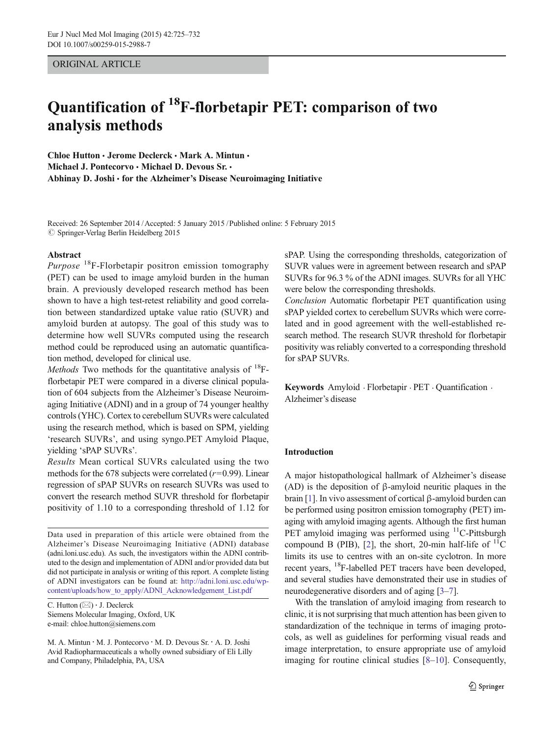ORIGINAL ARTICLE

# Quantification of $^{18}$F-florbetapir PET: comparison of two analysis methods

**Chloe Hutton · Jerome Declerck · Mark A. Mintun · Michael J. Pontecorvo · Michael D. Devous Sr. · Abhinay D. Joshi · for the Alzheimer's Disease Neuroimaging Initiative**

Received: 26 September 2014 / Accepted: 5 January 2015 / Published online: 5 February 2015
© Springer-Verlag Berlin Heidelberg 2015

**Abstract**

*Purpose* $^{18}$F-Florbetapir positron emission tomography (PET) can be used to image amyloid burden in the human brain. A previously developed research method has been shown to have a high test-retest reliability and good correlation between standardized uptake value ratio (SUVR) and amyloid burden at autopsy. The goal of this study was to determine how well SUVRs computed using the research method could be reproduced using an automatic quantification method, developed for clinical use.

*Methods* Two methods for the quantitative analysis of $^{18}$F-florbetapir PET were compared in a diverse clinical population of 604 subjects from the Alzheimer's Disease Neuroimaging Initiative (ADNI) and in a group of 74 younger healthy controls (YHC). Cortex to cerebellum SUVRs were calculated using the research method, which is based on SPM, yielding 'research SUVRs', and using syngo.PET Amyloid Plaque, yielding 'sPAP SUVRs'.

*Results* Mean cortical SUVRs calculated using the two methods for the 678 subjects were correlated ($r$=0.99). Linear regression of sPAP SUVRs on research SUVRs was used to convert the research method SUVR threshold for florbetapir positivity of 1.10 to a corresponding threshold of 1.12 for sPAP. Using the corresponding thresholds, categorization of SUVR values were in agreement between research and sPAP SUVRs for 96.3 % of the ADNI images. SUVRs for all YHC were below the corresponding thresholds.

*Conclusion* Automatic florbetapir PET quantification using sPAP yielded cortex to cerebellum SUVRs which were correlated and in good agreement with the well-established research method. The research SUVR threshold for florbetapir positivity was reliably converted to a corresponding threshold for sPAP SUVRs.

**Keywords** Amyloid · Florbetapir · PET · Quantification · Alzheimer's disease

Data used in preparation of this article were obtained from the Alzheimer's Disease Neuroimaging Initiative (ADNI) database (adni.loni.usc.edu). As such, the investigators within the ADNI contributed to the design and implementation of ADNI and/or provided data but did not participate in analysis or writing of this report. A complete listing of ADNI investigators can be found at: http://adni.loni.usc.edu/wp-content/uploads/how_to_apply/ADNI_Acknowledgement_List.pdf

C. Hutton (✉) · J. Declerck
Siemens Molecular Imaging, Oxford, UK
e-mail: chloe.hutton@siemens.com

M. A. Mintun · M. J. Pontecorvo · M. D. Devous Sr. · A. D. Joshi
Avid Radiopharmaceuticals a wholly owned subsidiary of Eli Lilly and Company, Philadelphia, PA, USA

## Introduction

A major histopathological hallmark of Alzheimer's disease (AD) is the deposition of β-amyloid neuritic plaques in the brain [1]. In vivo assessment of cortical β-amyloid burden can be performed using positron emission tomography (PET) imaging with amyloid imaging agents. Although the first human PET amyloid imaging was performed using $^{11}$C-Pittsburgh compound B (PIB), [2], the short, 20-min half-life of $^{11}$C limits its use to centres with an on-site cyclotron. In more recent years, $^{18}$F-labelled PET tracers have been developed, and several studies have demonstrated their use in studies of neurodegenerative disorders and of aging [3–7].

With the translation of amyloid imaging from research to clinic, it is not surprising that much attention has been given to standardization of the technique in terms of imaging protocols, as well as guidelines for performing visual reads and image interpretation, to ensure appropriate use of amyloid imaging for routine clinical studies [8–10]. Consequently,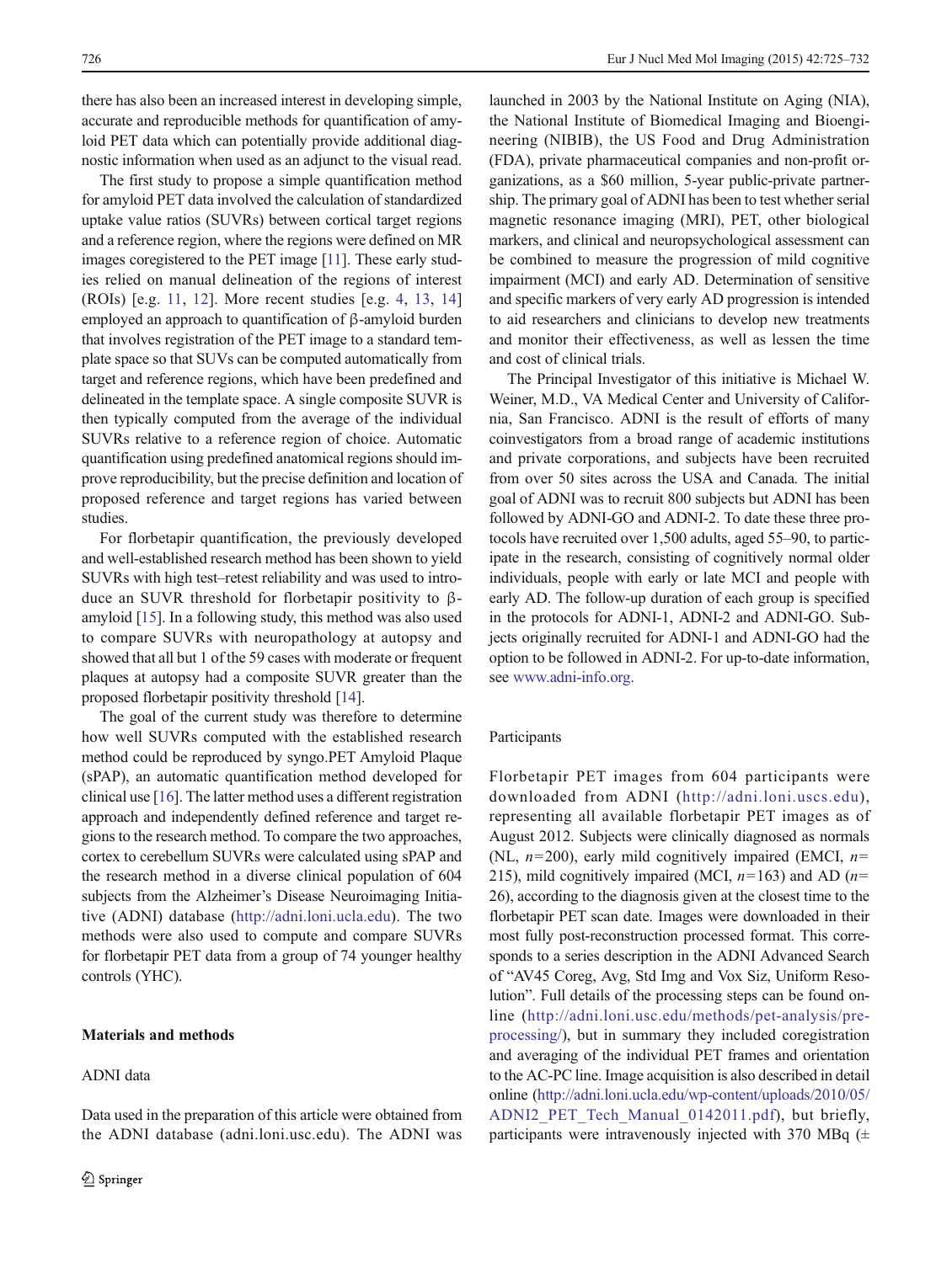there has also been an increased interest in developing simple, accurate and reproducible methods for quantification of amyloid PET data which can potentially provide additional diagnostic information when used as an adjunct to the visual read.

The first study to propose a simple quantification method for amyloid PET data involved the calculation of standardized uptake value ratios (SUVRs) between cortical target regions and a reference region, where the regions were defined on MR images coregistered to the PET image [11]. These early studies relied on manual delineation of the regions of interest (ROIs) [e.g. 11, 12]. More recent studies [e.g. 4, 13, 14] employed an approach to quantification of β-amyloid burden that involves registration of the PET image to a standard template space so that SUVs can be computed automatically from target and reference regions, which have been predefined and delineated in the template space. A single composite SUVR is then typically computed from the average of the individual SUVRs relative to a reference region of choice. Automatic quantification using predefined anatomical regions should improve reproducibility, but the precise definition and location of proposed reference and target regions has varied between studies.

For florbetapir quantification, the previously developed and well-established research method has been shown to yield SUVRs with high test–retest reliability and was used to introduce an SUVR threshold for florbetapir positivity to β-amyloid [15]. In a following study, this method was also used to compare SUVRs with neuropathology at autopsy and showed that all but 1 of the 59 cases with moderate or frequent plaques at autopsy had a composite SUVR greater than the proposed florbetapir positivity threshold [14].

The goal of the current study was therefore to determine how well SUVRs computed with the established research method could be reproduced by syngo.PET Amyloid Plaque (sPAP), an automatic quantification method developed for clinical use [16]. The latter method uses a different registration approach and independently defined reference and target regions to the research method. To compare the two approaches, cortex to cerebellum SUVRs were calculated using sPAP and the research method in a diverse clinical population of 604 subjects from the Alzheimer's Disease Neuroimaging Initiative (ADNI) database (http://adni.loni.ucla.edu). The two methods were also used to compute and compare SUVRs for florbetapir PET data from a group of 74 younger healthy controls (YHC).

## Materials and methods

### ADNI data

Data used in the preparation of this article were obtained from the ADNI database (adni.loni.usc.edu). The ADNI was launched in 2003 by the National Institute on Aging (NIA), the National Institute of Biomedical Imaging and Bioengineering (NIBIB), the US Food and Drug Administration (FDA), private pharmaceutical companies and non-profit organizations, as a \$60 million, 5-year public-private partnership. The primary goal of ADNI has been to test whether serial magnetic resonance imaging (MRI), PET, other biological markers, and clinical and neuropsychological assessment can be combined to measure the progression of mild cognitive impairment (MCI) and early AD. Determination of sensitive and specific markers of very early AD progression is intended to aid researchers and clinicians to develop new treatments and monitor their effectiveness, as well as lessen the time and cost of clinical trials.

The Principal Investigator of this initiative is Michael W. Weiner, M.D., VA Medical Center and University of California, San Francisco. ADNI is the result of efforts of many coinvestigators from a broad range of academic institutions and private corporations, and subjects have been recruited from over 50 sites across the USA and Canada. The initial goal of ADNI was to recruit 800 subjects but ADNI has been followed by ADNI-GO and ADNI-2. To date these three protocols have recruited over 1,500 adults, aged 55–90, to participate in the research, consisting of cognitively normal older individuals, people with early or late MCI and people with early AD. The follow-up duration of each group is specified in the protocols for ADNI-1, ADNI-2 and ADNI-GO. Subjects originally recruited for ADNI-1 and ADNI-GO had the option to be followed in ADNI-2. For up-to-date information, see www.adni-info.org.

### Participants

Florbetapir PET images from 604 participants were downloaded from ADNI (http://adni.loni.uscs.edu), representing all available florbetapir PET images as of August 2012. Subjects were clinically diagnosed as normals (NL, $n$=200), early mild cognitively impaired (EMCI, $n$=215), mild cognitively impaired (MCI, $n$=163) and AD ($n$=26), according to the diagnosis given at the closest time to the florbetapir PET scan date. Images were downloaded in their most fully post-reconstruction processed format. This corresponds to a series description in the ADNI Advanced Search of "AV45 Coreg, Avg, Std Img and Vox Siz, Uniform Resolution". Full details of the processing steps can be found online (http://adni.loni.usc.edu/methods/pet-analysis/pre-processing/), but in summary they included coregistration and averaging of the individual PET frames and orientation to the AC-PC line. Image acquisition is also described in detail online (http://adni.loni.ucla.edu/wp-content/uploads/2010/05/ADNI2_PET_Tech_Manual_0142011.pdf), but briefly, participants were intravenously injected with 370 MBq (±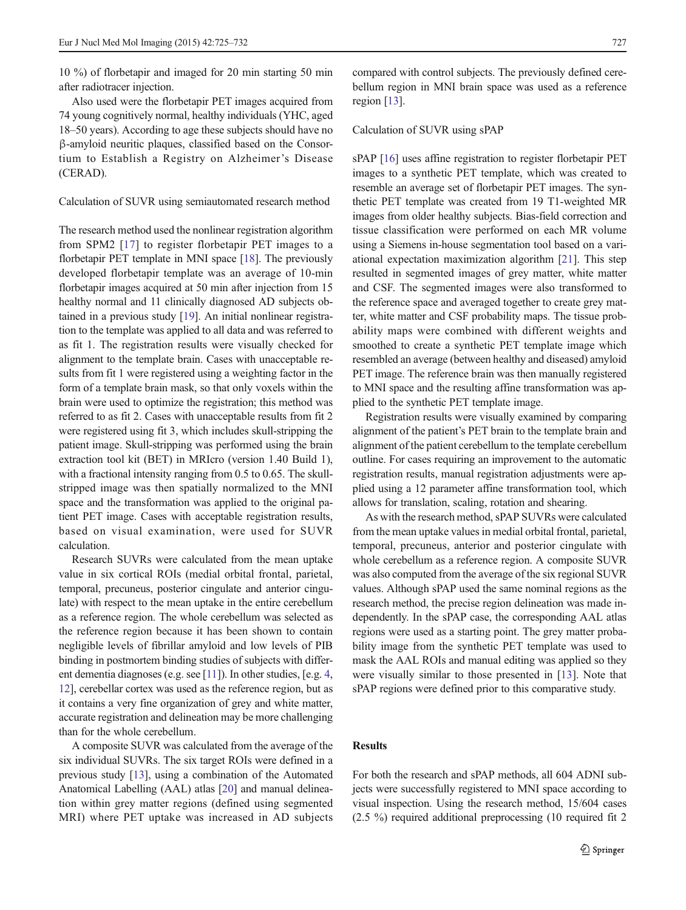10 %) of florbetapir and imaged for 20 min starting 50 min after radiotracer injection.

Also used were the florbetapir PET images acquired from 74 young cognitively normal, healthy individuals (YHC, aged 18–50 years). According to age these subjects should have no β-amyloid neuritic plaques, classified based on the Consortium to Establish a Registry on Alzheimer's Disease (CERAD).

### Calculation of SUVR using semiautomated research method

The research method used the nonlinear registration algorithm from SPM2 [17] to register florbetapir PET images to a florbetapir PET template in MNI space [18]. The previously developed florbetapir template was an average of 10-min florbetapir images acquired at 50 min after injection from 15 healthy normal and 11 clinically diagnosed AD subjects obtained in a previous study [19]. An initial nonlinear registration to the template was applied to all data and was referred to as fit 1. The registration results were visually checked for alignment to the template brain. Cases with unacceptable results from fit 1 were registered using a weighting factor in the form of a template brain mask, so that only voxels within the brain were used to optimize the registration; this method was referred to as fit 2. Cases with unacceptable results from fit 2 were registered using fit 3, which includes skull-stripping the patient image. Skull-stripping was performed using the brain extraction tool kit (BET) in MRIcro (version 1.40 Build 1), with a fractional intensity ranging from 0.5 to 0.65. The skull-stripped image was then spatially normalized to the MNI space and the transformation was applied to the original patient PET image. Cases with acceptable registration results, based on visual examination, were used for SUVR calculation.

Research SUVRs were calculated from the mean uptake value in six cortical ROIs (medial orbital frontal, parietal, temporal, precuneus, posterior cingulate and anterior cingulate) with respect to the mean uptake in the entire cerebellum as a reference region. The whole cerebellum was selected as the reference region because it has been shown to contain negligible levels of fibrillar amyloid and low levels of PIB binding in postmortem binding studies of subjects with different dementia diagnoses (e.g. see [11]). In other studies, [e.g. 4, 12], cerebellar cortex was used as the reference region, but as it contains a very fine organization of grey and white matter, accurate registration and delineation may be more challenging than for the whole cerebellum.

A composite SUVR was calculated from the average of the six individual SUVRs. The six target ROIs were defined in a previous study [13], using a combination of the Automated Anatomical Labelling (AAL) atlas [20] and manual delineation within grey matter regions (defined using segmented MRI) where PET uptake was increased in AD subjects compared with control subjects. The previously defined cerebellum region in MNI brain space was used as a reference region [13].

### Calculation of SUVR using sPAP

sPAP [16] uses affine registration to register florbetapir PET images to a synthetic PET template, which was created to resemble an average set of florbetapir PET images. The synthetic PET template was created from 19 T1-weighted MR images from older healthy subjects. Bias-field correction and tissue classification were performed on each MR volume using a Siemens in-house segmentation tool based on a variational expectation maximization algorithm [21]. This step resulted in segmented images of grey matter, white matter and CSF. The segmented images were also transformed to the reference space and averaged together to create grey matter, white matter and CSF probability maps. The tissue probability maps were combined with different weights and smoothed to create a synthetic PET template image which resembled an average (between healthy and diseased) amyloid PET image. The reference brain was then manually registered to MNI space and the resulting affine transformation was applied to the synthetic PET template image.

Registration results were visually examined by comparing alignment of the patient's PET brain to the template brain and alignment of the patient cerebellum to the template cerebellum outline. For cases requiring an improvement to the automatic registration results, manual registration adjustments were applied using a 12 parameter affine transformation tool, which allows for translation, scaling, rotation and shearing.

As with the research method, sPAP SUVRs were calculated from the mean uptake values in medial orbital frontal, parietal, temporal, precuneus, anterior and posterior cingulate with whole cerebellum as a reference region. A composite SUVR was also computed from the average of the six regional SUVR values. Although sPAP used the same nominal regions as the research method, the precise region delineation was made independently. In the sPAP case, the corresponding AAL atlas regions were used as a starting point. The grey matter probability image from the synthetic PET template was used to mask the AAL ROIs and manual editing was applied so they were visually similar to those presented in [13]. Note that sPAP regions were defined prior to this comparative study.

## Results

For both the research and sPAP methods, all 604 ADNI subjects were successfully registered to MNI space according to visual inspection. Using the research method, 15/604 cases (2.5 %) required additional preprocessing (10 required fit 2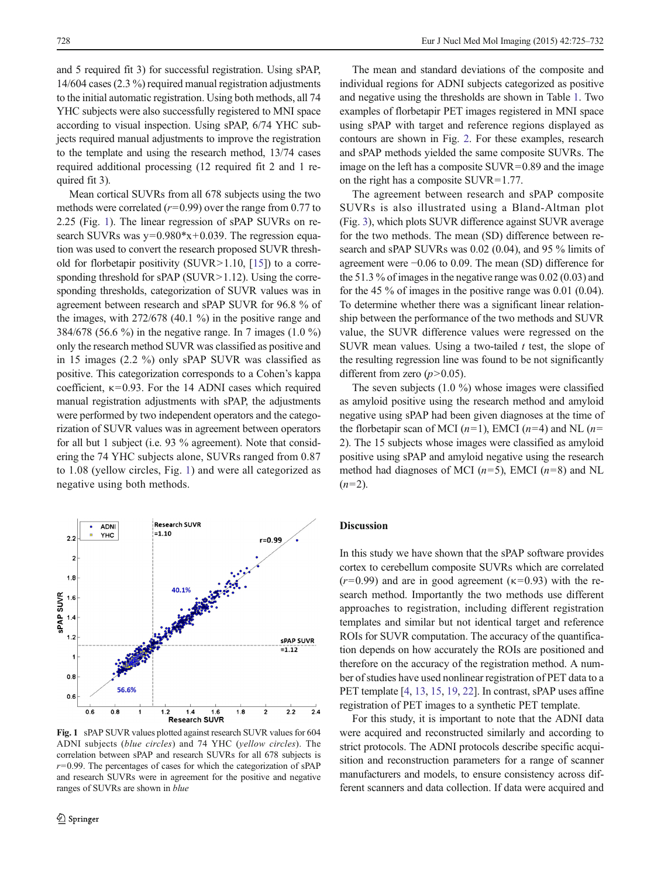and 5 required fit 3) for successful registration. Using sPAP, 14/604 cases (2.3 %) required manual registration adjustments to the initial automatic registration. Using both methods, all 74 YHC subjects were also successfully registered to MNI space according to visual inspection. Using sPAP, 6/74 YHC subjects required manual adjustments to improve the registration to the template and using the research method, 13/74 cases required additional processing (12 required fit 2 and 1 required fit 3).

Mean cortical SUVRs from all 678 subjects using the two methods were correlated ($r$=0.99) over the range from 0.77 to 2.25 (Fig. 1). The linear regression of sPAP SUVRs on research SUVRs was y=0.980*x+0.039. The regression equation was used to convert the research proposed SUVR threshold for florbetapir positivity (SUVR>1.10, [15]) to a corresponding threshold for sPAP (SUVR>1.12). Using the corresponding thresholds, categorization of SUVR values was in agreement between research and sPAP SUVR for 96.8 % of the images, with 272/678 (40.1 %) in the positive range and 384/678 (56.6 %) in the negative range. In 7 images (1.0 %) only the research method SUVR was classified as positive and in 15 images (2.2 %) only sPAP SUVR was classified as positive. This categorization corresponds to a Cohen's kappa coefficient, $\kappa$=0.93. For the 14 ADNI cases which required manual registration adjustments with sPAP, the adjustments were performed by two independent operators and the categorization of SUVR values was in agreement between operators for all but 1 subject (i.e. 93 % agreement). Note that considering the 74 YHC subjects alone, SUVRs ranged from 0.87 to 1.08 (yellow circles, Fig. 1) and were all categorized as negative using both methods.

**Fig. 1** sPAP SUVR values plotted against research SUVR values for 604 ADNI subjects (*blue circles*) and 74 YHC (*yellow circles*). The correlation between sPAP and research SUVRs for all 678 subjects is $r$=0.99. The percentages of cases for which the categorization of sPAP and research SUVRs were in agreement for the positive and negative ranges of SUVRs are shown in *blue*

The mean and standard deviations of the composite and individual regions for ADNI subjects categorized as positive and negative using the thresholds are shown in Table 1. Two examples of florbetapir PET images registered in MNI space using sPAP with target and reference regions displayed as contours are shown in Fig. 2. For these examples, research and sPAP methods yielded the same composite SUVRs. The image on the left has a composite SUVR=0.89 and the image on the right has a composite SUVR=1.77.

The agreement between research and sPAP composite SUVRs is also illustrated using a Bland-Altman plot (Fig. 3), which plots SUVR difference against SUVR average for the two methods. The mean (SD) difference between research and sPAP SUVRs was 0.02 (0.04), and 95 % limits of agreement were −0.06 to 0.09. The mean (SD) difference for the 51.3 % of images in the negative range was 0.02 (0.03) and for the 45 % of images in the positive range was 0.01 (0.04). To determine whether there was a significant linear relationship between the performance of the two methods and SUVR value, the SUVR difference values were regressed on the SUVR mean values. Using a two-tailed $t$ test, the slope of the resulting regression line was found to be not significantly different from zero ($p$>0.05).

The seven subjects (1.0 %) whose images were classified as amyloid positive using the research method and amyloid negative using sPAP had been given diagnoses at the time of the florbetapir scan of MCI ($n$=1), EMCI ($n$=4) and NL ($n$=2). The 15 subjects whose images were classified as amyloid positive using sPAP and amyloid negative using the research method had diagnoses of MCI ($n$=5), EMCI ($n$=8) and NL ($n$=2).

## Discussion

In this study we have shown that the sPAP software provides cortex to cerebellum composite SUVRs which are correlated ($r$=0.99) and are in good agreement ($\kappa$=0.93) with the research method. Importantly the two methods use different approaches to registration, including different registration templates and similar but not identical target and reference ROIs for SUVR computation. The accuracy of the quantification depends on how accurately the ROIs are positioned and therefore on the accuracy of the registration method. A number of studies have used nonlinear registration of PET data to a PET template [4, 13, 15, 19, 22]. In contrast, sPAP uses affine registration of PET images to a synthetic PET template.

For this study, it is important to note that the ADNI data were acquired and reconstructed similarly and according to strict protocols. The ADNI protocols describe specific acquisition and reconstruction parameters for a range of scanner manufacturers and models, to ensure consistency across different scanners and data collection. If data were acquired and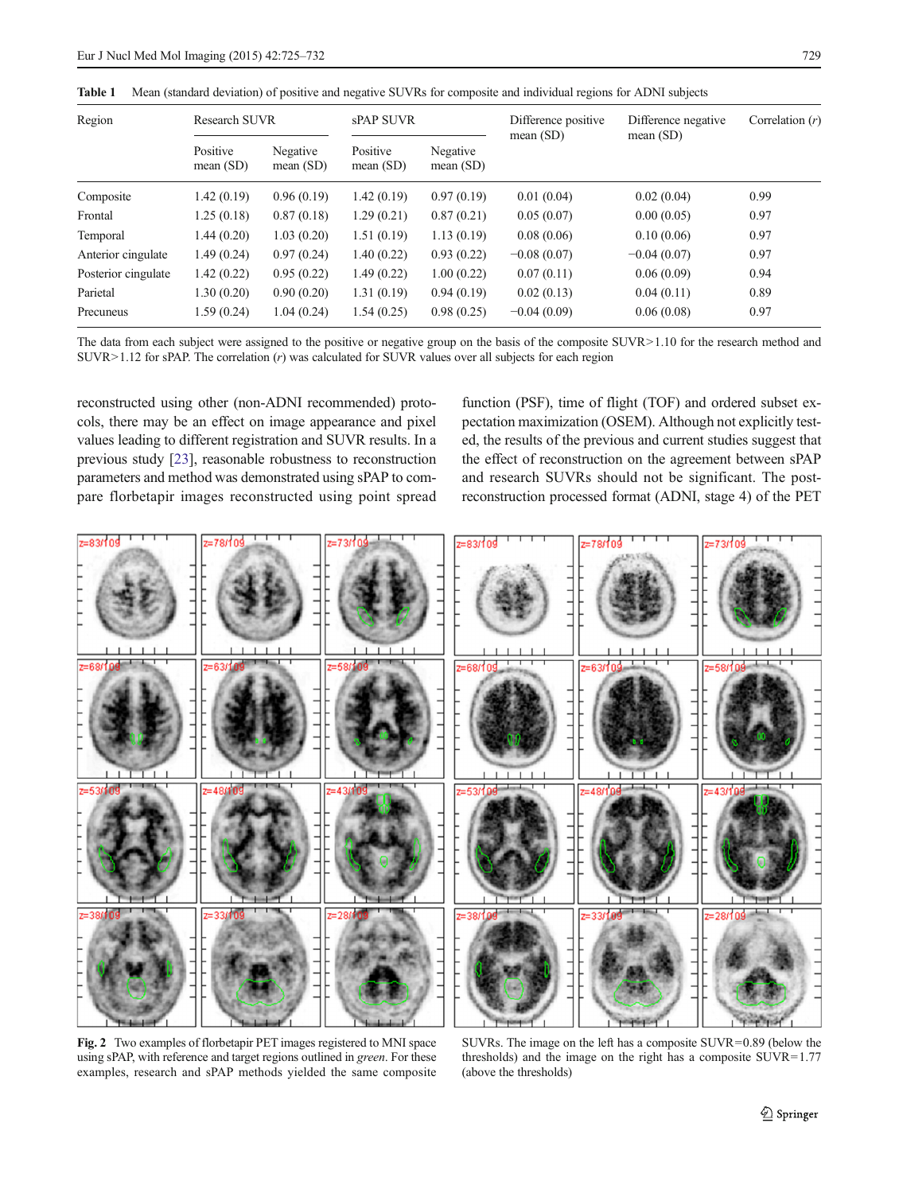**Table 1** Mean (standard deviation) of positive and negative SUVRs for composite and individual regions for ADNI subjects

| Region | Research SUVR | | sPAP SUVR | | Difference positive mean (SD) | Difference negative mean (SD) | Correlation (*r*) |
|---|---|---|---|---|---|---|---|
| | Positive mean (SD) | Negative mean (SD) | Positive mean (SD) | Negative mean (SD) | | | |
| Composite | 1.42 (0.19) | 0.96 (0.19) | 1.42 (0.19) | 0.97 (0.19) | 0.01 (0.04) | 0.02 (0.04) | 0.99 |
| Frontal | 1.25 (0.18) | 0.87 (0.18) | 1.29 (0.21) | 0.87 (0.21) | 0.05 (0.07) | 0.00 (0.05) | 0.97 |
| Temporal | 1.44 (0.20) | 1.03 (0.20) | 1.51 (0.19) | 1.13 (0.19) | 0.08 (0.06) | 0.10 (0.06) | 0.97 |
| Anterior cingulate | 1.49 (0.24) | 0.97 (0.24) | 1.40 (0.22) | 0.93 (0.22) | −0.08 (0.07) | −0.04 (0.07) | 0.97 |
| Posterior cingulate | 1.42 (0.22) | 0.95 (0.22) | 1.49 (0.22) | 1.00 (0.22) | 0.07 (0.11) | 0.06 (0.09) | 0.94 |
| Parietal | 1.30 (0.20) | 0.90 (0.20) | 1.31 (0.19) | 0.94 (0.19) | 0.02 (0.13) | 0.04 (0.11) | 0.89 |
| Precuneus | 1.59 (0.24) | 1.04 (0.24) | 1.54 (0.25) | 0.98 (0.25) | −0.04 (0.09) | 0.06 (0.08) | 0.97 |

The data from each subject were assigned to the positive or negative group on the basis of the composite SUVR>1.10 for the research method and SUVR>1.12 for sPAP. The correlation (*r*) was calculated for SUVR values over all subjects for each region

reconstructed using other (non-ADNI recommended) protocols, there may be an effect on image appearance and pixel values leading to different registration and SUVR results. In a previous study [23], reasonable robustness to reconstruction parameters and method was demonstrated using sPAP to compare florbetapir images reconstructed using point spread function (PSF), time of flight (TOF) and ordered subset expectation maximization (OSEM). Although not explicitly tested, the results of the previous and current studies suggest that the effect of reconstruction on the agreement between sPAP and research SUVRs should not be significant. The post-reconstruction processed format (ADNI, stage 4) of the PET

**Fig. 2** Two examples of florbetapir PET images registered to MNI space using sPAP, with reference and target regions outlined in *green*. For these examples, research and sPAP methods yielded the same composite SUVRs. The image on the left has a composite SUVR=0.89 (below the thresholds) and the image on the right has a composite SUVR=1.77 (above the thresholds)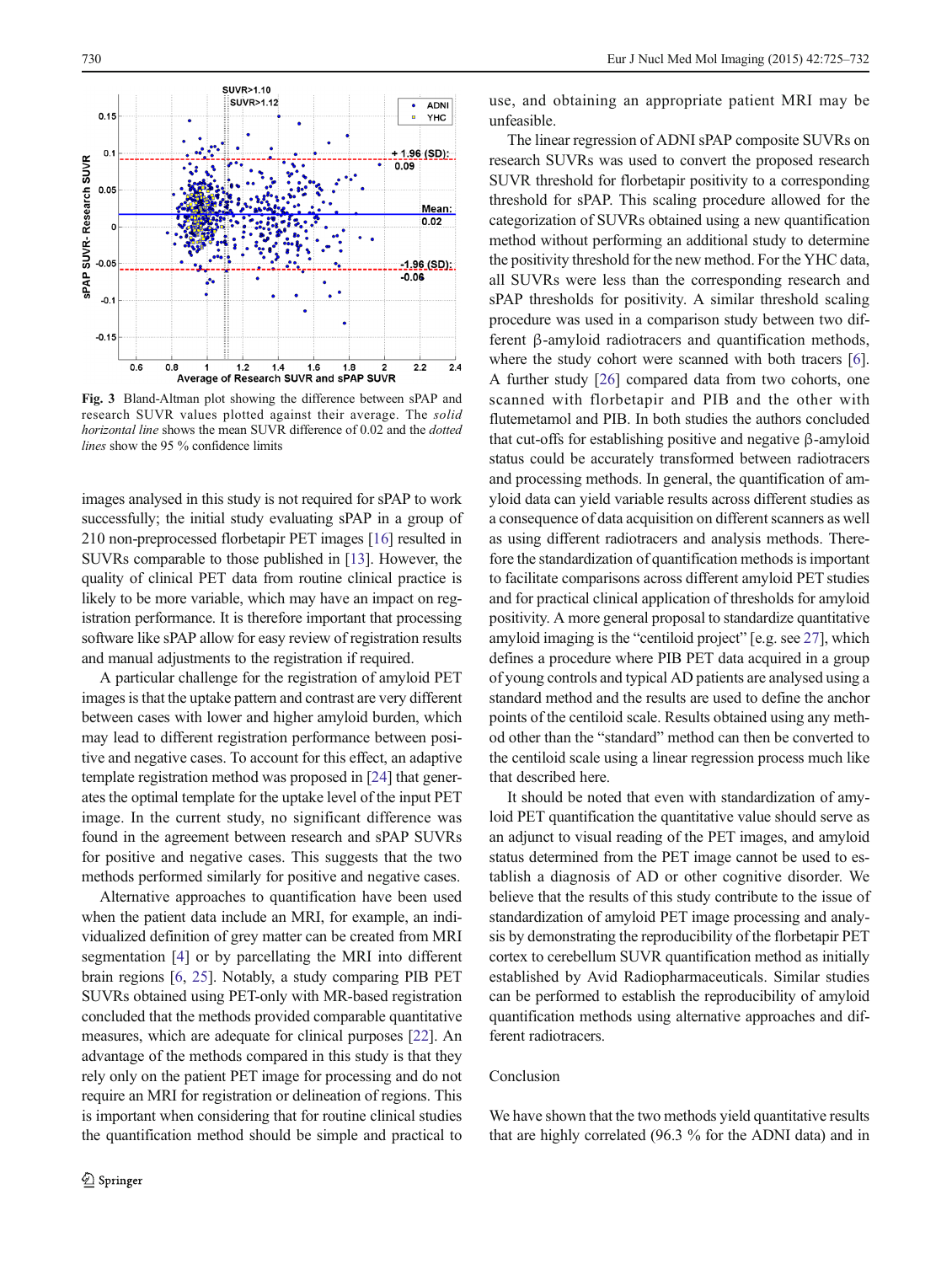SUVR>1.10
SUVR>1.12
ADNI
YHC
+ 1.96 (SD): 0.09
Mean: 0.02
-1.96 (SD): -0.06
sPAP SUVR- Research SUVR
0.15
0.1
0.05
0
-0.05
-0.1
-0.15
0.6 0.8 1 1.2 1.4 1.6 1.8 2 2.2 2.4
Average of Research SUVR and sPAP SUVR

**Fig. 3** Bland-Altman plot showing the difference between sPAP and research SUVR values plotted against their average. The *solid horizontal line* shows the mean SUVR difference of 0.02 and the *dotted lines* show the 95 % confidence limits

images analysed in this study is not required for sPAP to work successfully; the initial study evaluating sPAP in a group of 210 non-preprocessed florbetapir PET images [16] resulted in SUVRs comparable to those published in [13]. However, the quality of clinical PET data from routine clinical practice is likely to be more variable, which may have an impact on registration performance. It is therefore important that processing software like sPAP allow for easy review of registration results and manual adjustments to the registration if required.

A particular challenge for the registration of amyloid PET images is that the uptake pattern and contrast are very different between cases with lower and higher amyloid burden, which may lead to different registration performance between positive and negative cases. To account for this effect, an adaptive template registration method was proposed in [24] that generates the optimal template for the uptake level of the input PET image. In the current study, no significant difference was found in the agreement between research and sPAP SUVRs for positive and negative cases. This suggests that the two methods performed similarly for positive and negative cases.

Alternative approaches to quantification have been used when the patient data include an MRI, for example, an individualized definition of grey matter can be created from MRI segmentation [4] or by parcellating the MRI into different brain regions [6, 25]. Notably, a study comparing PIB PET SUVRs obtained using PET-only with MR-based registration concluded that the methods provided comparable quantitative measures, which are adequate for clinical purposes [22]. An advantage of the methods compared in this study is that they rely only on the patient PET image for processing and do not require an MRI for registration or delineation of regions. This is important when considering that for routine clinical studies the quantification method should be simple and practical to use, and obtaining an appropriate patient MRI may be unfeasible.

The linear regression of ADNI sPAP composite SUVRs on research SUVRs was used to convert the proposed research SUVR threshold for florbetapir positivity to a corresponding threshold for sPAP. This scaling procedure allowed for the categorization of SUVRs obtained using a new quantification method without performing an additional study to determine the positivity threshold for the new method. For the YHC data, all SUVRs were less than the corresponding research and sPAP thresholds for positivity. A similar threshold scaling procedure was used in a comparison study between two different β-amyloid radiotracers and quantification methods, where the study cohort were scanned with both tracers [6]. A further study [26] compared data from two cohorts, one scanned with florbetapir and PIB and the other with flutemetamol and PIB. In both studies the authors concluded that cut-offs for establishing positive and negative β-amyloid status could be accurately transformed between radiotracers and processing methods. In general, the quantification of amyloid data can yield variable results across different studies as a consequence of data acquisition on different scanners as well as using different radiotracers and analysis methods. Therefore the standardization of quantification methods is important to facilitate comparisons across different amyloid PET studies and for practical clinical application of thresholds for amyloid positivity. A more general proposal to standardize quantitative amyloid imaging is the "centiloid project" [e.g. see 27], which defines a procedure where PIB PET data acquired in a group of young controls and typical AD patients are analysed using a standard method and the results are used to define the anchor points of the centiloid scale. Results obtained using any method other than the "standard" method can then be converted to the centiloid scale using a linear regression process much like that described here.

It should be noted that even with standardization of amyloid PET quantification the quantitative value should serve as an adjunct to visual reading of the PET images, and amyloid status determined from the PET image cannot be used to establish a diagnosis of AD or other cognitive disorder. We believe that the results of this study contribute to the issue of standardization of amyloid PET image processing and analysis by demonstrating the reproducibility of the florbetapir PET cortex to cerebellum SUVR quantification method as initially established by Avid Radiopharmaceuticals. Similar studies can be performed to establish the reproducibility of amyloid quantification methods using alternative approaches and different radiotracers.

## Conclusion

We have shown that the two methods yield quantitative results that are highly correlated (96.3 % for the ADNI data) and in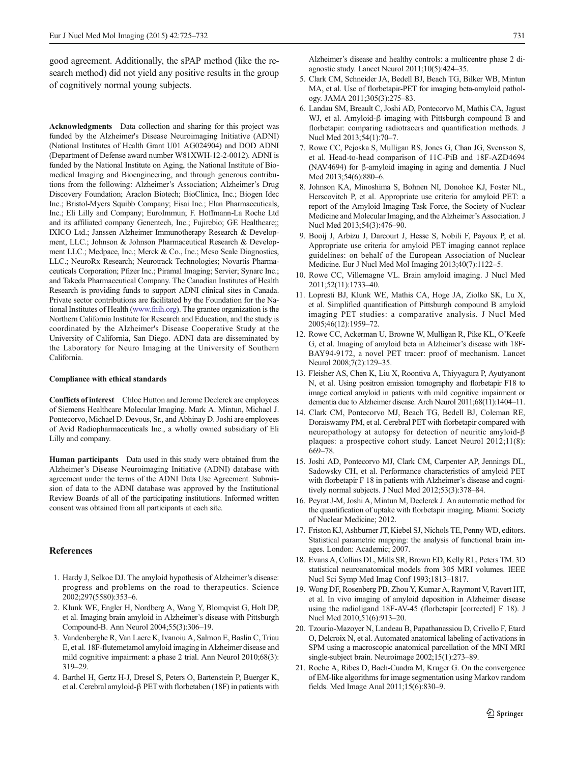good agreement. Additionally, the sPAP method (like the research method) did not yield any positive results in the group of cognitively normal young subjects.

**Acknowledgments** Data collection and sharing for this project was funded by the Alzheimer's Disease Neuroimaging Initiative (ADNI) (National Institutes of Health Grant U01 AG024904) and DOD ADNI (Department of Defense award number W81XWH-12-2-0012). ADNI is funded by the National Institute on Aging, the National Institute of Biomedical Imaging and Bioengineering, and through generous contributions from the following: Alzheimer's Association; Alzheimer's Drug Discovery Foundation; Araclon Biotech; BioClinica, Inc.; Biogen Idec Inc.; Bristol-Myers Squibb Company; Eisai Inc.; Elan Pharmaceuticals, Inc.; Eli Lilly and Company; EuroImmun; F. Hoffmann-La Roche Ltd and its affiliated company Genentech, Inc.; Fujirebio; GE Healthcare;; IXICO Ltd.; Janssen Alzheimer Immunotherapy Research & Development, LLC.; Johnson & Johnson Pharmaceutical Research & Development LLC.; Medpace, Inc.; Merck & Co., Inc.; Meso Scale Diagnostics, LLC.; NeuroRx Research; Neurotrack Technologies; Novartis Pharmaceuticals Corporation; Pfizer Inc.; Piramal Imaging; Servier; Synarc Inc.; and Takeda Pharmaceutical Company. The Canadian Institutes of Health Research is providing funds to support ADNI clinical sites in Canada. Private sector contributions are facilitated by the Foundation for the National Institutes of Health (www.fnih.org). The grantee organization is the Northern California Institute for Research and Education, and the study is coordinated by the Alzheimer's Disease Cooperative Study at the University of California, San Diego. ADNI data are disseminated by the Laboratory for Neuro Imaging at the University of Southern California.

**Compliance with ethical standards**

**Conflicts of interest** Chloe Hutton and Jerome Declerck are employees of Siemens Healthcare Molecular Imaging. Mark A. Mintun, Michael J. Pontecorvo, Michael D. Devous, Sr., and Abhinay D. Joshi are employees of Avid Radiopharmaceuticals Inc., a wholly owned subsidiary of Eli Lilly and company.

**Human participants** Data used in this study were obtained from the Alzheimer's Disease Neuroimaging Initiative (ADNI) database with agreement under the terms of the ADNI Data Use Agreement. Submission of data to the ADNI database was approved by the Institutional Review Boards of all of the participating institutions. Informed written consent was obtained from all participants at each site.

## References

1. Hardy J, Selkoe DJ. The amyloid hypothesis of Alzheimer's disease: progress and problems on the road to therapeutics. Science 2002;297(5580):353–6.
2. Klunk WE, Engler H, Nordberg A, Wang Y, Blomqvist G, Holt DP, et al. Imaging brain amyloid in Alzheimer's disease with Pittsburgh Compound-B. Ann Neurol 2004;55(3):306–19.
3. Vandenberghe R, Van Laere K, Ivanoiu A, Salmon E, Baslin C, Triau E, et al. 18F-flutemetamol amyloid imaging in Alzheimer disease and mild cognitive impairment: a phase 2 trial. Ann Neurol 2010;68(3): 319–29.
4. Barthel H, Gertz H-J, Dresel S, Peters O, Bartenstein P, Buerger K, et al. Cerebral amyloid-β PET with florbetaben (18F) in patients with Alzheimer's disease and healthy controls: a multicentre phase 2 diagnostic study. Lancet Neurol 2011;10(5):424–35.
5. Clark CM, Schneider JA, Bedell BJ, Beach TG, Bilker WB, Mintun MA, et al. Use of florbetapir-PET for imaging beta-amyloid pathology. JAMA 2011;305(3):275–83.
6. Landau SM, Breault C, Joshi AD, Pontecorvo M, Mathis CA, Jagust WJ, et al. Amyloid-β imaging with Pittsburgh compound B and florbetapir: comparing radiotracers and quantification methods. J Nucl Med 2013;54(1):70–7.
7. Rowe CC, Pejoska S, Mulligan RS, Jones G, Chan JG, Svensson S, et al. Head-to-head comparison of 11C-PiB and 18F-AZD4694 (NAV4694) for β-amyloid imaging in aging and dementia. J Nucl Med 2013;54(6):880–6.
8. Johnson KA, Minoshima S, Bohnen NI, Donohoe KJ, Foster NL, Herscovitch P, et al. Appropriate use criteria for amyloid PET: a report of the Amyloid Imaging Task Force, the Society of Nuclear Medicine and Molecular Imaging, and the Alzheimer's Association. J Nucl Med 2013;54(3):476–90.
9. Booij J, Arbizu J, Darcourt J, Hesse S, Nobili F, Payoux P, et al. Appropriate use criteria for amyloid PET imaging cannot replace guidelines: on behalf of the European Association of Nuclear Medicine. Eur J Nucl Med Mol Imaging 2013;40(7):1122–5.
10. Rowe CC, Villemagne VL. Brain amyloid imaging. J Nucl Med 2011;52(11):1733–40.
11. Lopresti BJ, Klunk WE, Mathis CA, Hoge JA, Ziolko SK, Lu X, et al. Simplified quantification of Pittsburgh compound B amyloid imaging PET studies: a comparative analysis. J Nucl Med 2005;46(12):1959–72.
12. Rowe CC, Ackerman U, Browne W, Mulligan R, Pike KL, O'Keefe G, et al. Imaging of amyloid beta in Alzheimer's disease with 18F-BAY94-9172, a novel PET tracer: proof of mechanism. Lancet Neurol 2008;7(2):129–35.
13. Fleisher AS, Chen K, Liu X, Roontiva A, Thiyyagura P, Ayutyanont N, et al. Using positron emission tomography and florbetapir F18 to image cortical amyloid in patients with mild cognitive impairment or dementia due to Alzheimer disease. Arch Neurol 2011;68(11):1404–11.
14. Clark CM, Pontecorvo MJ, Beach TG, Bedell BJ, Coleman RE, Doraiswamy PM, et al. Cerebral PET with florbetapir compared with neuropathology at autopsy for detection of neuritic amyloid-β plaques: a prospective cohort study. Lancet Neurol 2012;11(8): 669–78.
15. Joshi AD, Pontecorvo MJ, Clark CM, Carpenter AP, Jennings DL, Sadowsky CH, et al. Performance characteristics of amyloid PET with florbetapir F 18 in patients with Alzheimer's disease and cognitively normal subjects. J Nucl Med 2012;53(3):378–84.
16. Peyrat J-M, Joshi A, Mintun M, Declerck J. An automatic method for the quantification of uptake with florbetapir imaging. Miami: Society of Nuclear Medicine; 2012.
17. Friston KJ, Ashburner JT, Kiebel SJ, Nichols TE, Penny WD, editors. Statistical parametric mapping: the analysis of functional brain images. London: Academic; 2007.
18. Evans A, Collins DL, Mills SR, Brown ED, Kelly RL, Peters TM. 3D statistical neuroanatomical models from 305 MRI volumes. IEEE Nucl Sci Symp Med Imag Conf 1993;1813–1817.
19. Wong DF, Rosenberg PB, Zhou Y, Kumar A, Raymont V, Ravert HT, et al. In vivo imaging of amyloid deposition in Alzheimer disease using the radioligand 18F-AV-45 (florbetapir [corrected] F 18). J Nucl Med 2010;51(6):913–20.
20. Tzourio-Mazoyer N, Landeau B, Papathanassiou D, Crivello F, Etard O, Delcroix N, et al. Automated anatomical labeling of activations in SPM using a macroscopic anatomical parcellation of the MNI MRI single-subject brain. Neuroimage 2002;15(1):273–89.
21. Roche A, Ribes D, Bach-Cuadra M, Kruger G. On the convergence of EM-like algorithms for image segmentation using Markov random fields. Med Image Anal 2011;15(6):830–9.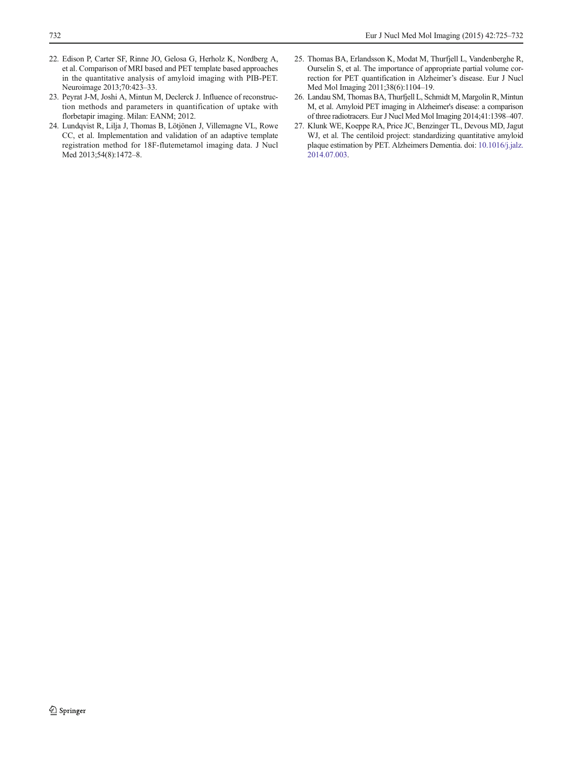22. Edison P, Carter SF, Rinne JO, Gelosa G, Herholz K, Nordberg A, et al. Comparison of MRI based and PET template based approaches in the quantitative analysis of amyloid imaging with PIB-PET. Neuroimage 2013;70:423–33.
23. Peyrat J-M, Joshi A, Mintun M, Declerck J. Influence of reconstruction methods and parameters in quantification of uptake with florbetapir imaging. Milan: EANM; 2012.
24. Lundqvist R, Lilja J, Thomas B, Lötjönen J, Villemagne VL, Rowe CC, et al. Implementation and validation of an adaptive template registration method for 18F-flutemetamol imaging data. J Nucl Med 2013;54(8):1472–8.
25. Thomas BA, Erlandsson K, Modat M, Thurfjell L, Vandenberghe R, Ourselin S, et al. The importance of appropriate partial volume correction for PET quantification in Alzheimer's disease. Eur J Nucl Med Mol Imaging 2011;38(6):1104–19.
26. Landau SM, Thomas BA, Thurfjell L, Schmidt M, Margolin R, Mintun M, et al. Amyloid PET imaging in Alzheimer's disease: a comparison of three radiotracers. Eur J Nucl Med Mol Imaging 2014;41:1398–407.
27. Klunk WE, Koeppe RA, Price JC, Benzinger TL, Devous MD, Jagust WJ, et al. The centiloid project: standardizing quantitative amyloid plaque estimation by PET. Alzheimers Dementia. doi: 10.1016/j.jalz.2014.07.003.